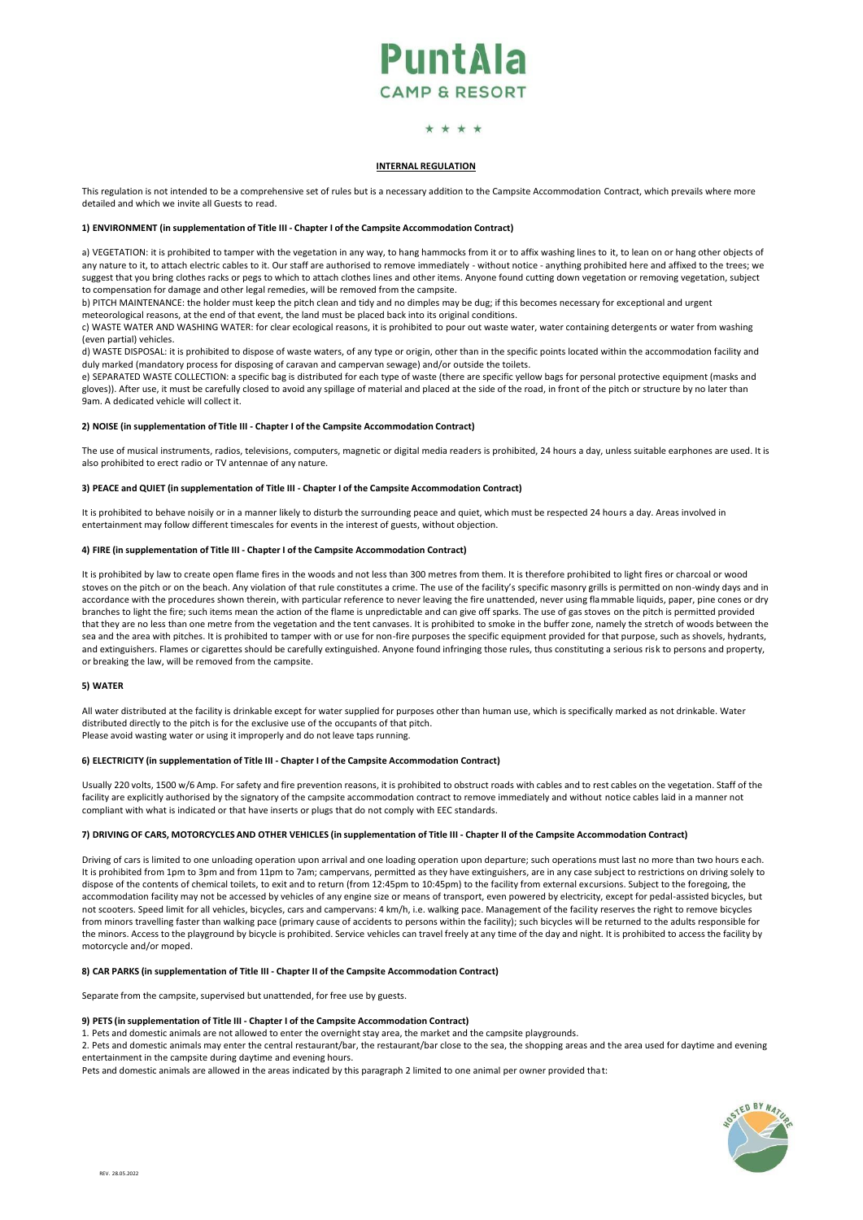# PuntAla

**CAMP & RESORT**

★ ★ ★ ★

## INTERNAL REGULATION

This regulation is not intended to be a comprehensive set of rules but is a necessary addition to the Campsite Accommodation Contract, which prevails where more detailed and which we invite all Guests to read.

### 1) ENVIRONMENT (in supplementation of Title III - Chapter I of the Campsite Accommodation Contract)

a) VEGETATION: it is prohibited to tamper with the vegetation in any way, to hang hammocks from it or to affix washing lines to it, to lean on or hang other objects of any nature to it, to attach electric cables to it. Our staff are authorised to remove immediately - without notice - anything prohibited here and affixed to the trees; we suggest that you bring clothes racks or pegs to which to attach clothes lines and other items. Anyone found cutting down vegetation or removing vegetation, subject to compensation for damage and other legal remedies, will be removed from the campsite.

b) PITCH MAINTENANCE: the holder must keep the pitch clean and tidy and no dimples may be dug; if this becomes necessary for exceptional and urgent meteorological reasons, at the end of that event, the land must be placed back into its original conditions.

c) WASTE WATER AND WASHING WATER: for clear ecological reasons, it is prohibited to pour out waste water, water containing detergents or water from washing (even partial) vehicles.

d) WASTE DISPOSAL: it is prohibited to dispose of waste waters, of any type or origin, other than in the specific points located within the accommodation facility and duly marked (mandatory process for disposing of caravan and campervan sewage) and/or outside the toilets.

e) SEPARATED WASTE COLLECTION: a specific bag is distributed for each type of waste (there are specific yellow bags for personal protective equipment (masks and gloves)). After use, it must be carefully closed to avoid any spillage of material and placed at the side of the road, in front of the pitch or structure by no later than 9am. A dedicated vehicle will collect it.

### 2) NOISE (in supplementation of Title III - Chapter I of the Campsite Accommodation Contract)

The use of musical instruments, radios, televisions, computers, magnetic or digital media readers is prohibited, 24 hours a day, unless suitable earphones are used. It is also prohibited to erect radio or TV antennae of any nature.

### 3) PEACE and QUIET (in supplementation of Title III - Chapter I of the Campsite Accommodation Contract)

It is prohibited to behave noisily or in a manner likely to disturb the surrounding peace and quiet, which must be respected 24 hours a day. Areas involved in entertainment may follow different timescales for events in the interest of guests, without objection.

### 4) FIRE (in supplementation of Title III - Chapter I of the Campsite Accommodation Contract)

It is prohibited by law to create open flame fires in the woods and not less than 300 metres from them. It is therefore prohibited to light fires or charcoal or wood stoves on the pitch or on the beach. Any violation of that rule constitutes a crime. The use of the facility's specific masonry grills is permitted on non-windy days and in accordance with the procedures shown therein, with particular reference to never leaving the fire unattended, never using flammable liquids, paper, pine cones or dry branches to light the fire; such items mean the action of the flame is unpredictable and can give off sparks. The use of gas stoves on the pitch is permitted provided that they are no less than one metre from the vegetation and the tent canvases. It is prohibited to smoke in the buffer zone, namely the stretch of woods between the sea and the area with pitches. It is prohibited to tamper with or use for non-fire purposes the specific equipment provided for that purpose, such as shovels, hydrants, and extinguishers. Flames or cigarettes should be carefully extinguished. Anyone found infringing those rules, thus constituting a serious risk to persons and property, or breaking the law, will be removed from the campsite.

### 5) WATER

All water distributed at the facility is drinkable except for water supplied for purposes other than human use, which is specifically marked as not drinkable. Water distributed directly to the pitch is for the exclusive use of the occupants of that pitch.
Please avoid wasting water or using it improperly and do not leave taps running.

### 6) ELECTRICITY (in supplementation of Title III - Chapter I of the Campsite Accommodation Contract)

Usually 220 volts, 1500 w/6 Amp. For safety and fire prevention reasons, it is prohibited to obstruct roads with cables and to rest cables on the vegetation. Staff of the facility are explicitly authorised by the signatory of the campsite accommodation contract to remove immediately and without notice cables laid in a manner not compliant with what is indicated or that have inserts or plugs that do not comply with EEC standards.

### 7) DRIVING OF CARS, MOTORCYCLES AND OTHER VEHICLES (in supplementation of Title III - Chapter II of the Campsite Accommodation Contract)

Driving of cars is limited to one unloading operation upon arrival and one loading operation upon departure; such operations must last no more than two hours each. It is prohibited from 1pm to 3pm and from 11pm to 7am; campervans, permitted as they have extinguishers, are in any case subject to restrictions on driving solely to dispose of the contents of chemical toilets, to exit and to return (from 12:45pm to 10:45pm) to the facility from external excursions. Subject to the foregoing, the accommodation facility may not be accessed by vehicles of any engine size or means of transport, even powered by electricity, except for pedal-assisted bicycles, but not scooters. Speed limit for all vehicles, bicycles, cars and campervans: 4 km/h, i.e. walking pace. Management of the facility reserves the right to remove bicycles from minors travelling faster than walking pace (primary cause of accidents to persons within the facility); such bicycles will be returned to the adults responsible for the minors. Access to the playground by bicycle is prohibited. Service vehicles can travel freely at any time of the day and night. It is prohibited to access the facility by motorcycle and/or moped.

### 8) CAR PARKS (in supplementation of Title III - Chapter II of the Campsite Accommodation Contract)

Separate from the campsite, supervised but unattended, for free use by guests.

### 9) PETS (in supplementation of Title III - Chapter I of the Campsite Accommodation Contract)

1. Pets and domestic animals are not allowed to enter the overnight stay area, the market and the campsite playgrounds.
2. Pets and domestic animals may enter the central restaurant/bar, the restaurant/bar close to the sea, the shopping areas and the area used for daytime and evening entertainment in the campsite during daytime and evening hours.

Pets and domestic animals are allowed in the areas indicated by this paragraph 2 limited to one animal per owner provided that: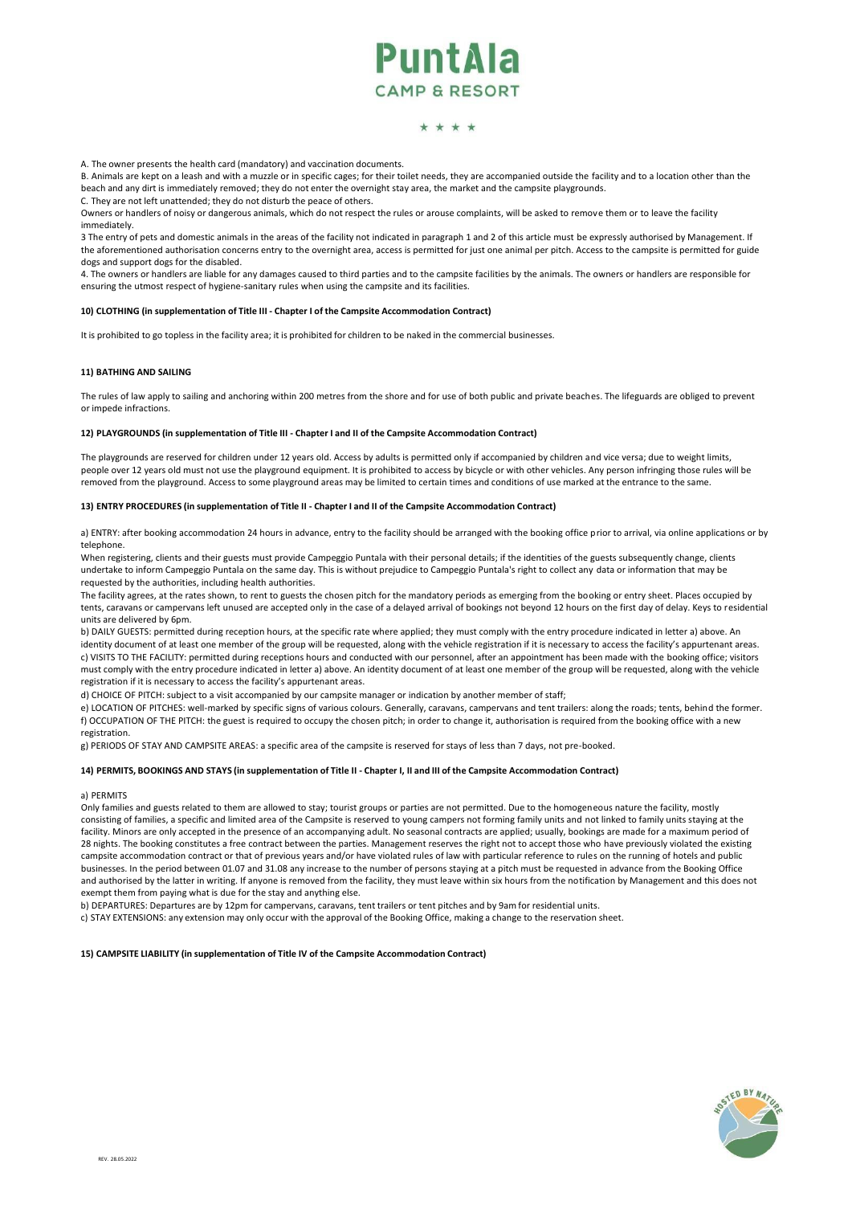A. The owner presents the health card (mandatory) and vaccination documents.

B. Animals are kept on a leash and with a muzzle or in specific cages; for their toilet needs, they are accompanied outside the facility and to a location other than the beach and any dirt is immediately removed; they do not enter the overnight stay area, the market and the campsite playgrounds.

C. They are not left unattended; they do not disturb the peace of others.

Owners or handlers of noisy or dangerous animals, which do not respect the rules or arouse complaints, will be asked to remove them or to leave the facility immediately.

3 The entry of pets and domestic animals in the areas of the facility not indicated in paragraph 1 and 2 of this article must be expressly authorised by Management. If the aforementioned authorisation concerns entry to the overnight area, access is permitted for just one animal per pitch. Access to the campsite is permitted for guide dogs and support dogs for the disabled.

4. The owners or handlers are liable for any damages caused to third parties and to the campsite facilities by the animals. The owners or handlers are responsible for ensuring the utmost respect of hygiene-sanitary rules when using the campsite and its facilities.

**10) CLOTHING (in supplementation of Title III - Chapter I of the Campsite Accommodation Contract)**

It is prohibited to go topless in the facility area; it is prohibited for children to be naked in the commercial businesses.

**11) BATHING AND SAILING**

The rules of law apply to sailing and anchoring within 200 metres from the shore and for use of both public and private beaches. The lifeguards are obliged to prevent or impede infractions.

**12) PLAYGROUNDS (in supplementation of Title III - Chapter I and II of the Campsite Accommodation Contract)**

The playgrounds are reserved for children under 12 years old. Access by adults is permitted only if accompanied by children and vice versa; due to weight limits, people over 12 years old must not use the playground equipment. It is prohibited to access by bicycle or with other vehicles. Any person infringing those rules will be removed from the playground. Access to some playground areas may be limited to certain times and conditions of use marked at the entrance to the same.

**13) ENTRY PROCEDURES (in supplementation of Title II - Chapter I and II of the Campsite Accommodation Contract)**

a) ENTRY: after booking accommodation 24 hours in advance, entry to the facility should be arranged with the booking office prior to arrival, via online applications or by telephone.

When registering, clients and their guests must provide Campeggio Puntala with their personal details; if the identities of the guests subsequently change, clients undertake to inform Campeggio Puntala on the same day. This is without prejudice to Campeggio Puntala's right to collect any data or information that may be requested by the authorities, including health authorities.

The facility agrees, at the rates shown, to rent to guests the chosen pitch for the mandatory periods as emerging from the booking or entry sheet. Places occupied by tents, caravans or campervans left unused are accepted only in the case of a delayed arrival of bookings not beyond 12 hours on the first day of delay. Keys to residential units are delivered by 6pm.

b) DAILY GUESTS: permitted during reception hours, at the specific rate where applied; they must comply with the entry procedure indicated in letter a) above. An identity document of at least one member of the group will be requested, along with the vehicle registration if it is necessary to access the facility's appurtenant areas.

c) VISITS TO THE FACILITY: permitted during receptions hours and conducted with our personnel, after an appointment has been made with the booking office; visitors must comply with the entry procedure indicated in letter a) above. An identity document of at least one member of the group will be requested, along with the vehicle registration if it is necessary to access the facility's appurtenant areas.

d) CHOICE OF PITCH: subject to a visit accompanied by our campsite manager or indication by another member of staff;

e) LOCATION OF PITCHES: well-marked by specific signs of various colours. Generally, caravans, campervans and tent trailers: along the roads; tents, behind the former.

f) OCCUPATION OF THE PITCH: the guest is required to occupy the chosen pitch; in order to change it, authorisation is required from the booking office with a new registration.

g) PERIODS OF STAY AND CAMPSITE AREAS: a specific area of the campsite is reserved for stays of less than 7 days, not pre-booked.

**14) PERMITS, BOOKINGS AND STAYS (in supplementation of Title II - Chapter I, II and III of the Campsite Accommodation Contract)**

a) PERMITS

Only families and guests related to them are allowed to stay; tourist groups or parties are not permitted. Due to the homogeneous nature the facility, mostly consisting of families, a specific and limited area of the Campsite is reserved to young campers not forming family units and not linked to family units staying at the facility. Minors are only accepted in the presence of an accompanying adult. No seasonal contracts are applied; usually, bookings are made for a maximum period of 28 nights. The booking constitutes a free contract between the parties. Management reserves the right not to accept those who have previously violated the existing campsite accommodation contract or that of previous years and/or have violated rules of law with particular reference to rules on the running of hotels and public businesses. In the period between 01.07 and 31.08 any increase to the number of persons staying at a pitch must be requested in advance from the Booking Office and authorised by the latter in writing. If anyone is removed from the facility, they must leave within six hours from the notification by Management and this does not exempt them from paying what is due for the stay and anything else.

b) DEPARTURES: Departures are by 12pm for campervans, caravans, tent trailers or tent pitches and by 9am for residential units.

c) STAY EXTENSIONS: any extension may only occur with the approval of the Booking Office, making a change to the reservation sheet.

**15) CAMPSITE LIABILITY (in supplementation of Title IV of the Campsite Accommodation Contract)**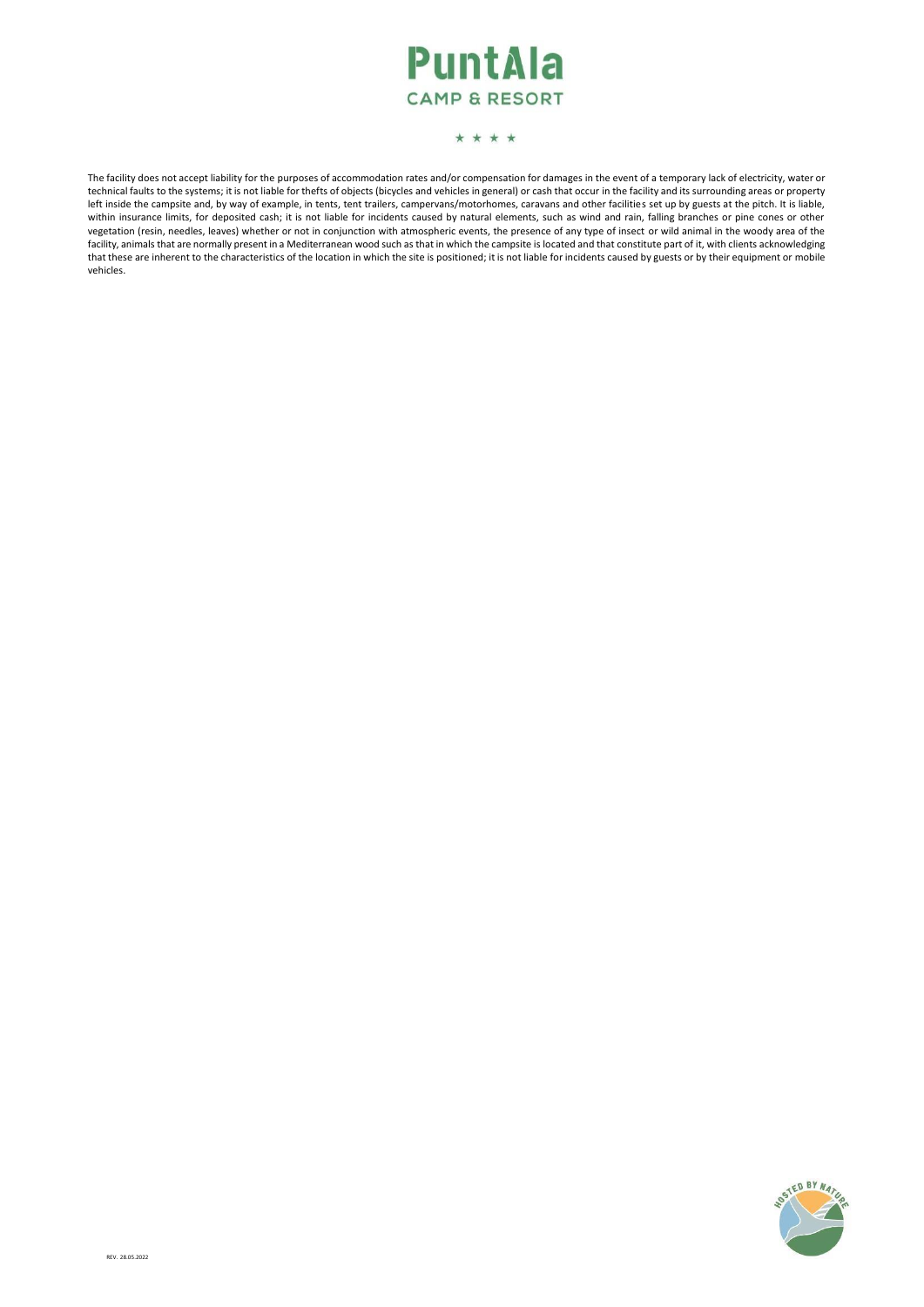The facility does not accept liability for the purposes of accommodation rates and/or compensation for damages in the event of a temporary lack of electricity, water or technical faults to the systems; it is not liable for thefts of objects (bicycles and vehicles in general) or cash that occur in the facility and its surrounding areas or property left inside the campsite and, by way of example, in tents, tent trailers, campervans/motorhomes, caravans and other facilities set up by guests at the pitch. It is liable, within insurance limits, for deposited cash; it is not liable for incidents caused by natural elements, such as wind and rain, falling branches or pine cones or other vegetation (resin, needles, leaves) whether or not in conjunction with atmospheric events, the presence of any type of insect or wild animal in the woody area of the facility, animals that are normally present in a Mediterranean wood such as that in which the campsite is located and that constitute part of it, with clients acknowledging that these are inherent to the characteristics of the location in which the site is positioned; it is not liable for incidents caused by guests or by their equipment or mobile vehicles.